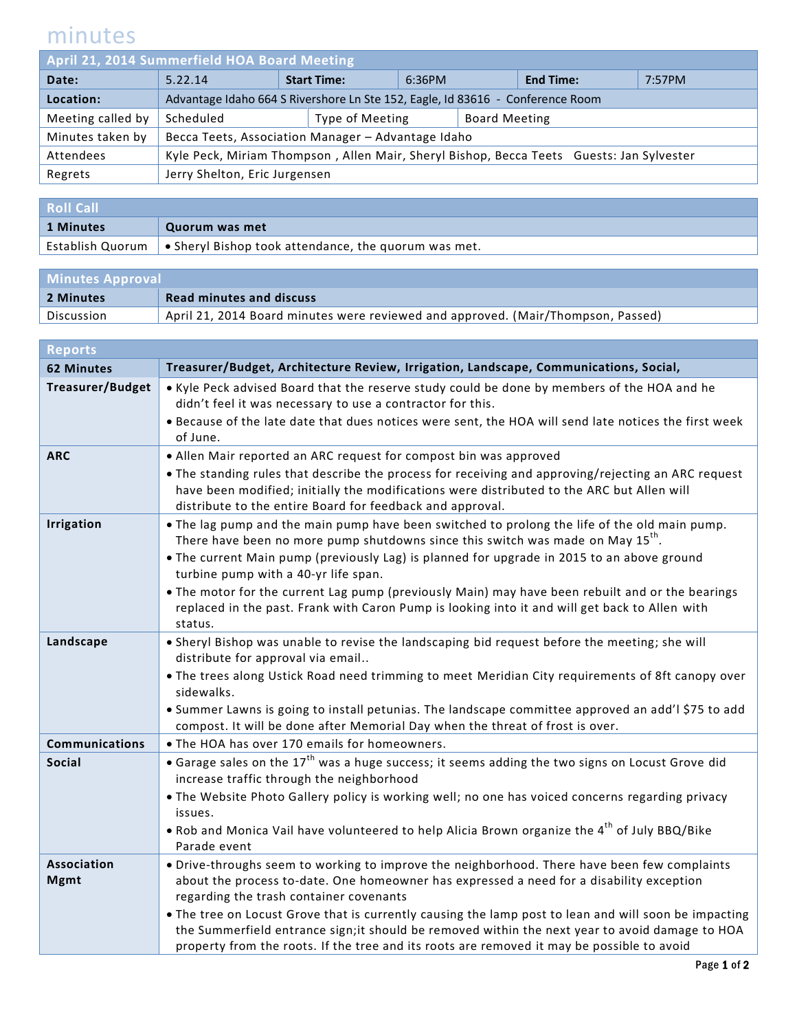# minutes

| April 21, 2014 Summerfield HOA Board Meeting | | | | | |
|---|---|---|---|---|---|
| **Date:** | 5.22.14 | **Start Time:** | 6:36PM | **End Time:** | 7:57PM |
| **Location:** | Advantage Idaho 664 S Rivershore Ln Ste 152, Eagle, Id 83616 - Conference Room | | | | |
| Meeting called by | Scheduled | Type of Meeting | Board Meeting | | |
| Minutes taken by | Becca Teets, Association Manager – Advantage Idaho | | | | |
| Attendees | Kyle Peck, Miriam Thompson , Allen Mair, Sheryl Bishop, Becca Teets Guests: Jan Sylvester | | | | |
| Regrets | Jerry Shelton, Eric Jurgensen | | | | |

| Roll Call | |
|---|---|
| **1 Minutes** | **Quorum was met** |
| Establish Quorum | • Sheryl Bishop took attendance, the quorum was met. |

| Minutes Approval | |
|---|---|
| **2 Minutes** | **Read minutes and discuss** |
| Discussion | April 21, 2014 Board minutes were reviewed and approved. (Mair/Thompson, Passed) |

| Reports | |
|---|---|
| **62 Minutes** | **Treasurer/Budget, Architecture Review, Irrigation, Landscape, Communications, Social,** |
| **Treasurer/Budget** | • Kyle Peck advised Board that the reserve study could be done by members of the HOA and he didn't feel it was necessary to use a contractor for this.<br>• Because of the late date that dues notices were sent, the HOA will send late notices the first week of June. |
| **ARC** | • Allen Mair reported an ARC request for compost bin was approved<br>• The standing rules that describe the process for receiving and approving/rejecting an ARC request have been modified; initially the modifications were distributed to the ARC but Allen will distribute to the entire Board for feedback and approval. |
| **Irrigation** | • The lag pump and the main pump have been switched to prolong the life of the old main pump. There have been no more pump shutdowns since this switch was made on May 15th.<br>• The current Main pump (previously Lag) is planned for upgrade in 2015 to an above ground turbine pump with a 40-yr life span.<br>• The motor for the current Lag pump (previously Main) may have been rebuilt and or the bearings replaced in the past. Frank with Caron Pump is looking into it and will get back to Allen with status. |
| **Landscape** | • Sheryl Bishop was unable to revise the landscaping bid request before the meeting; she will distribute for approval via email..<br>• The trees along Ustick Road need trimming to meet Meridian City requirements of 8ft canopy over sidewalks.<br>• Summer Lawns is going to install petunias. The landscape committee approved an add'l $75 to add compost. It will be done after Memorial Day when the threat of frost is over. |
| **Communications** | • The HOA has over 170 emails for homeowners. |
| **Social** | • Garage sales on the 17th was a huge success; it seems adding the two signs on Locust Grove did increase traffic through the neighborhood<br>• The Website Photo Gallery policy is working well; no one has voiced concerns regarding privacy issues.<br>• Rob and Monica Vail have volunteered to help Alicia Brown organize the 4th of July BBQ/Bike Parade event |
| **Association Mgmt** | • Drive-throughs seem to working to improve the neighborhood. There have been few complaints about the process to-date. One homeowner has expressed a need for a disability exception regarding the trash container covenants<br>• The tree on Locust Grove that is currently causing the lamp post to lean and will soon be impacting the Summerfield entrance sign;it should be removed within the next year to avoid damage to HOA property from the roots. If the tree and its roots are removed it may be possible to avoid |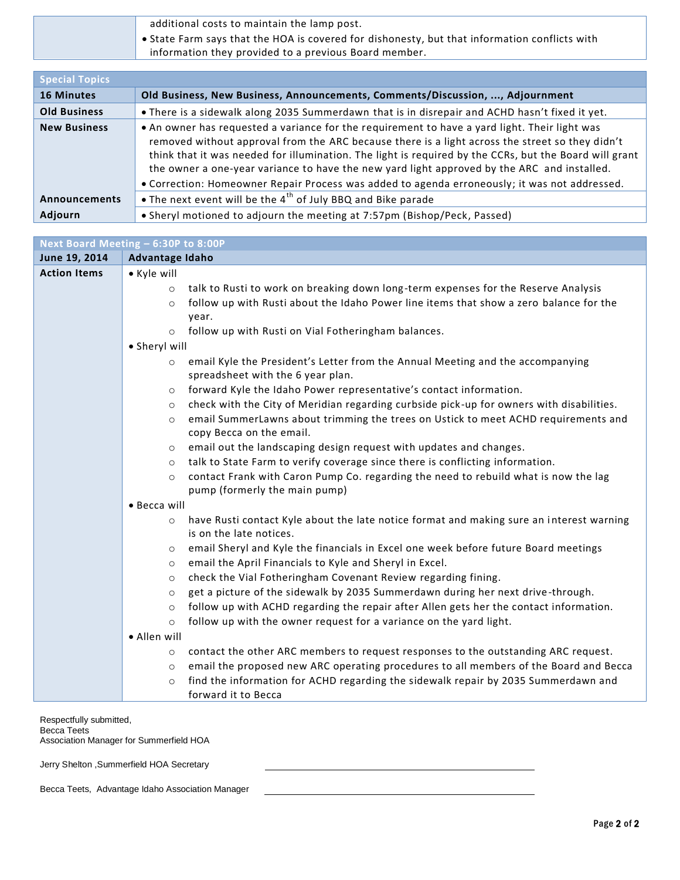| | |
|---|---|
| | additional costs to maintain the lamp post.<br>• State Farm says that the HOA is covered for dishonesty, but that information conflicts with information they provided to a previous Board member. |

| Special Topics | |
|---|---|
| **16 Minutes** | **Old Business, New Business, Announcements, Comments/Discussion, ..., Adjournment** |
| **Old Business** | • There is a sidewalk along 2035 Summerdawn that is in disrepair and ACHD hasn't fixed it yet. |
| **New Business** | • An owner has requested a variance for the requirement to have a yard light. Their light was removed without approval from the ARC because there is a light across the street so they didn't think that it was needed for illumination. The light is required by the CCRs, but the Board will grant the owner a one-year variance to have the new yard light approved by the ARC and installed.<br>• Correction: Homeowner Repair Process was added to agenda erroneously; it was not addressed. |
| **Announcements** | • The next event will be the 4th of July BBQ and Bike parade |
| **Adjourn** | • Sheryl motioned to adjourn the meeting at 7:57pm (Bishop/Peck, Passed) |

| Next Board Meeting – 6:30P to 8:00P | |
|---|---|
| **June 19, 2014** | **Advantage Idaho** |
| **Action Items** | • Kyle will<br>○ talk to Rusti to work on breaking down long-term expenses for the Reserve Analysis<br>○ follow up with Rusti about the Idaho Power line items that show a zero balance for the year.<br>○ follow up with Rusti on Vial Fotheringham balances.<br>• Sheryl will<br>○ email Kyle the President's Letter from the Annual Meeting and the accompanying spreadsheet with the 6 year plan.<br>○ forward Kyle the Idaho Power representative's contact information.<br>○ check with the City of Meridian regarding curbside pick-up for owners with disabilities.<br>○ email SummerLawns about trimming the trees on Ustick to meet ACHD requirements and copy Becca on the email.<br>○ email out the landscaping design request with updates and changes.<br>○ talk to State Farm to verify coverage since there is conflicting information.<br>○ contact Frank with Caron Pump Co. regarding the need to rebuild what is now the lag pump (formerly the main pump)<br>• Becca will<br>○ have Rusti contact Kyle about the late notice format and making sure an interest warning is on the late notices.<br>○ email Sheryl and Kyle the financials in Excel one week before future Board meetings<br>○ email the April Financials to Kyle and Sheryl in Excel.<br>○ check the Vial Fotheringham Covenant Review regarding fining.<br>○ get a picture of the sidewalk by 2035 Summerdawn during her next drive-through.<br>○ follow up with ACHD regarding the repair after Allen gets her the contact information.<br>○ follow up with the owner request for a variance on the yard light.<br>• Allen will<br>○ contact the other ARC members to request responses to the outstanding ARC request.<br>○ email the proposed new ARC operating procedures to all members of the Board and Becca<br>○ find the information for ACHD regarding the sidewalk repair by 2035 Summerdawn and forward it to Becca |

Respectfully submitted,
Becca Teets
Association Manager for Summerfield HOA

Jerry Shelton ,Summerfield HOA Secretary \_\_\_\_\_\_\_\_\_\_\_\_\_\_\_\_\_\_\_\_\_\_\_\_\_\_\_\_\_\_

Becca Teets, Advantage Idaho Association Manager \_\_\_\_\_\_\_\_\_\_\_\_\_\_\_\_\_\_\_\_\_\_\_\_\_\_\_\_\_\_